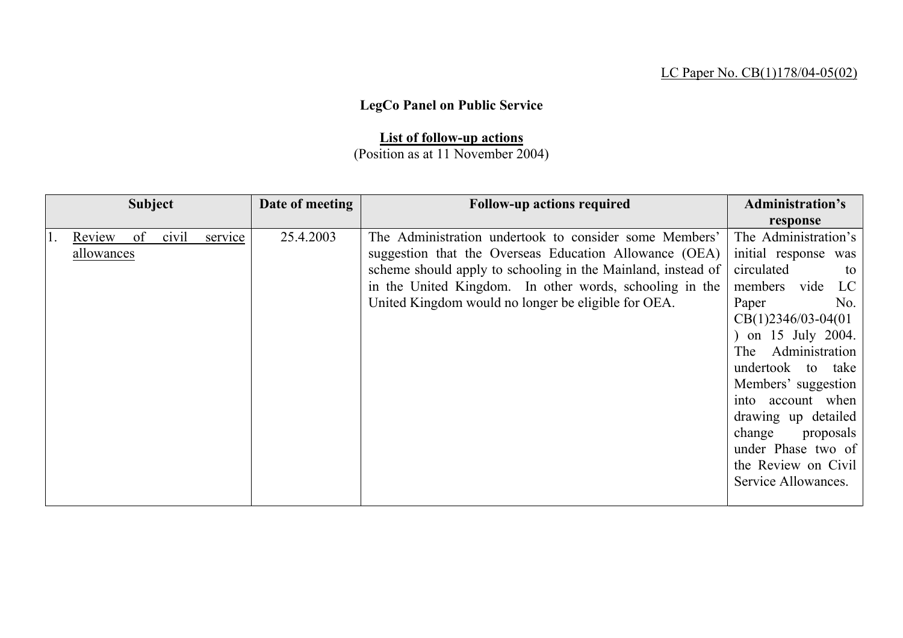LC Paper No. CB(1)178/04-05(02)

**LegCo Panel on Public Service**

**List of follow-up actions**
(Position as at 11 November 2004)

| Subject | Date of meeting | Follow-up actions required | Administration's response |
|---|---|---|---|
| 1. Review of civil service allowances | 25.4.2003 | The Administration undertook to consider some Members' suggestion that the Overseas Education Allowance (OEA) scheme should apply to schooling in the Mainland, instead of in the United Kingdom. In other words, schooling in the United Kingdom would no longer be eligible for OEA. | The Administration's initial response was circulated to members vide LC Paper No. CB(1)2346/03-04(01) on 15 July 2004. The Administration undertook to take Members' suggestion into account when drawing up detailed change proposals under Phase two of the Review on Civil Service Allowances. |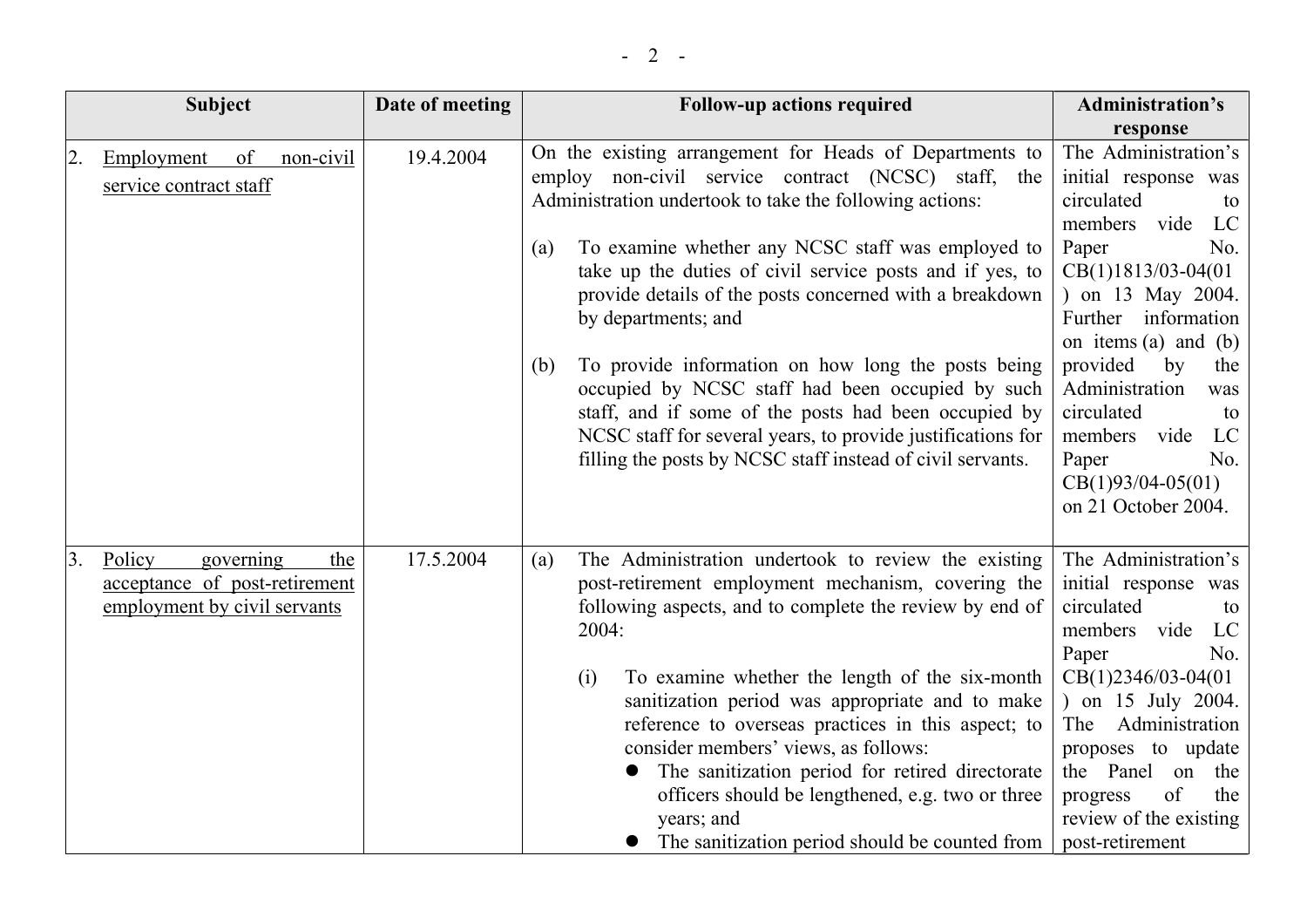| Subject | Date of meeting | Follow-up actions required | Administration's response |
|---|---|---|---|
| 2. Employment of non-civil service contract staff | 19.4.2004 | On the existing arrangement for Heads of Departments to employ non-civil service contract (NCSC) staff, the Administration undertook to take the following actions:<br><br>(a) To examine whether any NCSC staff was employed to take up the duties of civil service posts and if yes, to provide details of the posts concerned with a breakdown by departments; and<br><br>(b) To provide information on how long the posts being occupied by NCSC staff had been occupied by such staff, and if some of the posts had been occupied by NCSC staff for several years, to provide justifications for filling the posts by NCSC staff instead of civil servants. | The Administration's initial response was circulated to members vide LC Paper No. CB(1)1813/03-04(01) on 13 May 2004. Further information on items (a) and (b) provided by the Administration was circulated to members vide LC Paper No. CB(1)93/04-05(01) on 21 October 2004. |
| 3. Policy governing the acceptance of post-retirement employment by civil servants | 17.5.2004 | (a) The Administration undertook to review the existing post-retirement employment mechanism, covering the following aspects, and to complete the review by end of 2004:<br><br>(i) To examine whether the length of the six-month sanitization period was appropriate and to make reference to overseas practices in this aspect; to consider members' views, as follows:<br>● The sanitization period for retired directorate officers should be lengthened, e.g. two or three years; and<br>● The sanitization period should be counted from | The Administration's initial response was circulated to members vide LC Paper No. CB(1)2346/03-04(01) on 15 July 2004. The Administration proposes to update the Panel on the progress of the review of the existing post-retirement |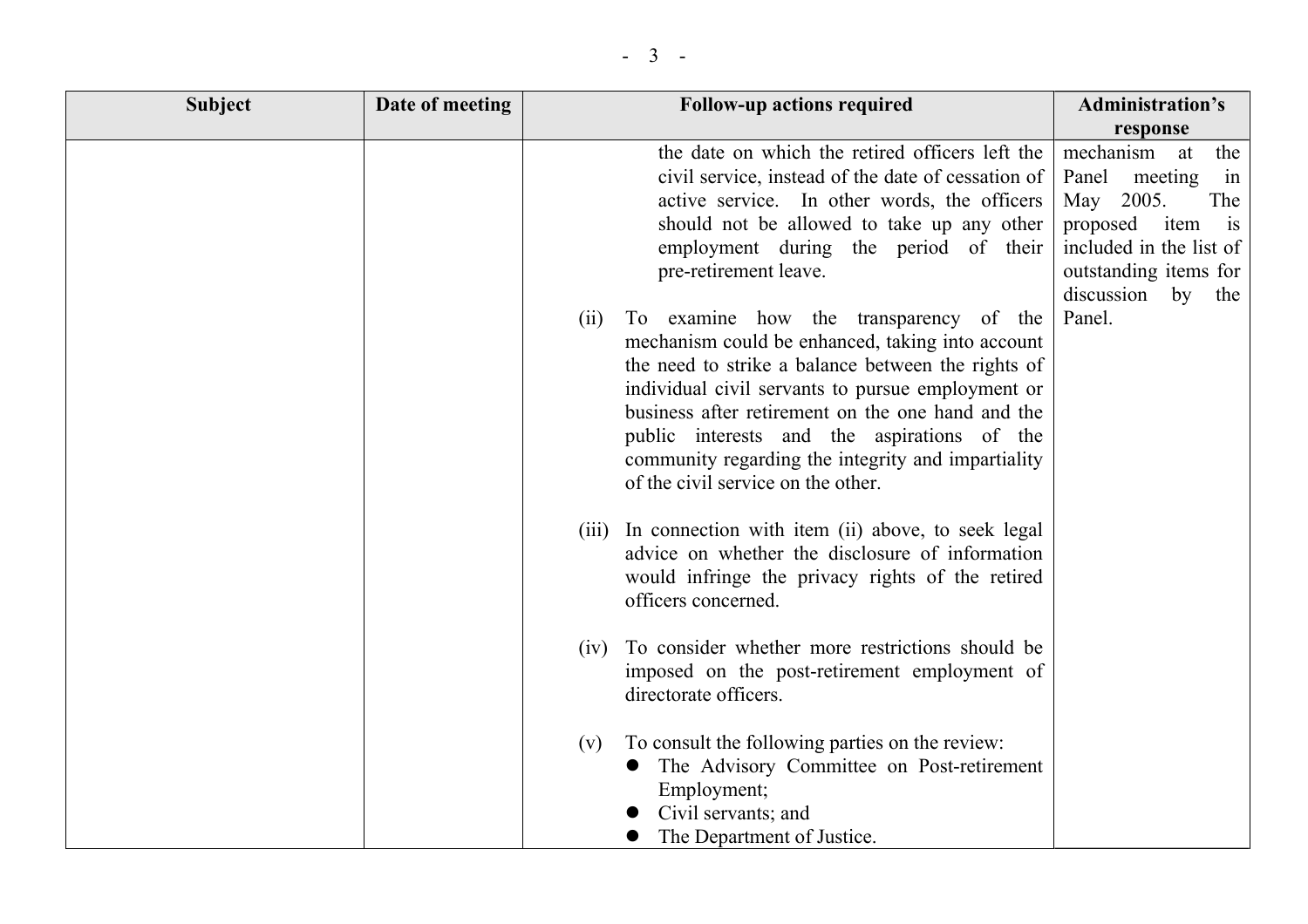| Subject | Date of meeting | Follow-up actions required | Administration's response |
| --- | --- | --- | --- |
| | | the date on which the retired officers left the civil service, instead of the date of cessation of active service. In other words, the officers should not be allowed to take up any other employment during the period of their pre-retirement leave.<br><br>(ii) To examine how the transparency of the mechanism could be enhanced, taking into account the need to strike a balance between the rights of individual civil servants to pursue employment or business after retirement on the one hand and the public interests and the aspirations of the community regarding the integrity and impartiality of the civil service on the other.<br><br>(iii) In connection with item (ii) above, to seek legal advice on whether the disclosure of information would infringe the privacy rights of the retired officers concerned.<br><br>(iv) To consider whether more restrictions should be imposed on the post-retirement employment of directorate officers.<br><br>(v) To consult the following parties on the review:<br>● The Advisory Committee on Post-retirement Employment;<br>● Civil servants; and<br>● The Department of Justice. | mechanism at the Panel meeting in May 2005. The proposed item is included in the list of outstanding items for discussion by the Panel. |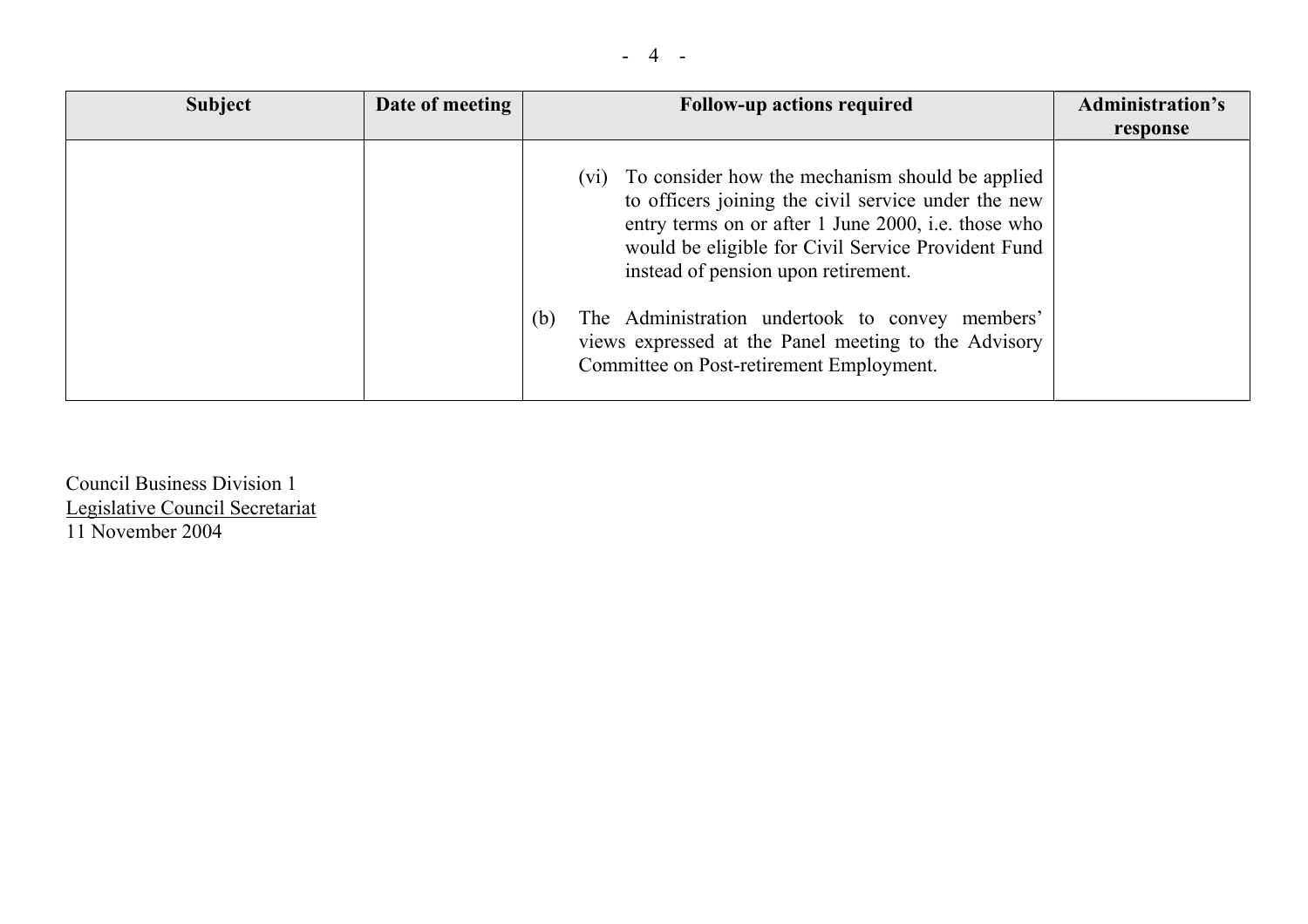| Subject | Date of meeting | Follow-up actions required | Administration's response |
|---|---|---|---|
| | | (vi) To consider how the mechanism should be applied to officers joining the civil service under the new entry terms on or after 1 June 2000, i.e. those who would be eligible for Civil Service Provident Fund instead of pension upon retirement.<br><br>(b) The Administration undertook to convey members' views expressed at the Panel meeting to the Advisory Committee on Post-retirement Employment. | |

Council Business Division 1
Legislative Council Secretariat
11 November 2004